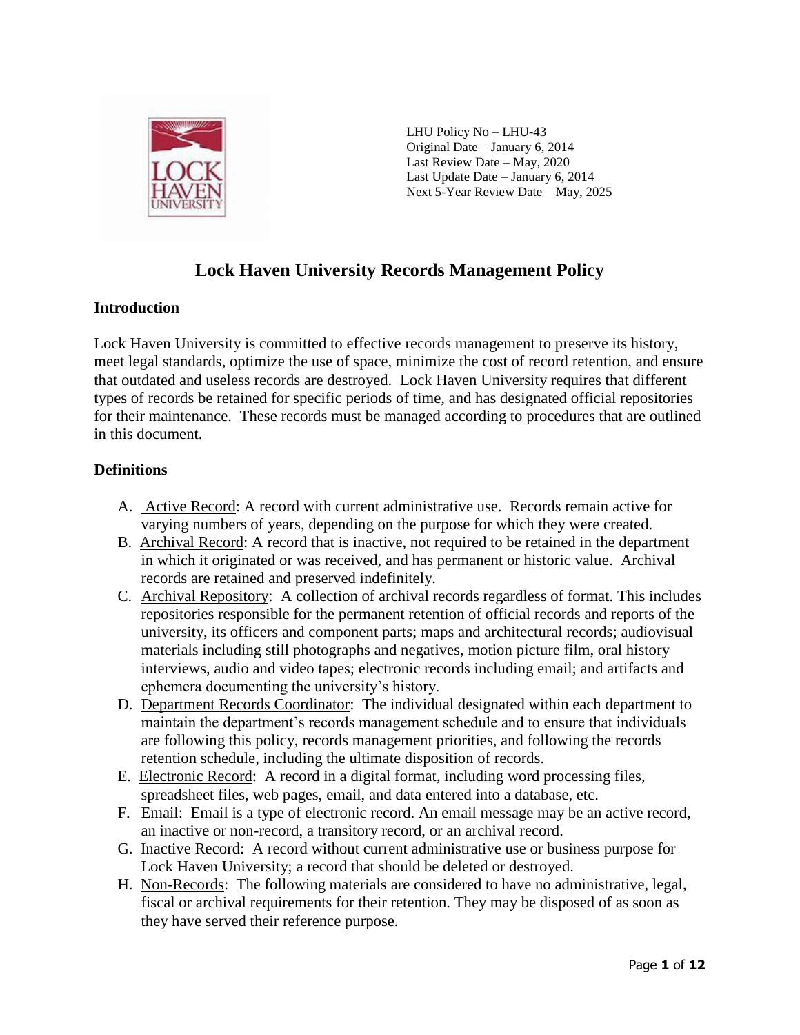LHU Policy No – LHU-43
Original Date – January 6, 2014
Last Review Date – May, 2020
Last Update Date – January 6, 2014
Next 5-Year Review Date – May, 2025

# Lock Haven University Records Management Policy

## Introduction

Lock Haven University is committed to effective records management to preserve its history, meet legal standards, optimize the use of space, minimize the cost of record retention, and ensure that outdated and useless records are destroyed. Lock Haven University requires that different types of records be retained for specific periods of time, and has designated official repositories for their maintenance. These records must be managed according to procedures that are outlined in this document.

## Definitions

A. Active Record: A record with current administrative use. Records remain active for varying numbers of years, depending on the purpose for which they were created.

B. Archival Record: A record that is inactive, not required to be retained in the department in which it originated or was received, and has permanent or historic value. Archival records are retained and preserved indefinitely.

C. Archival Repository: A collection of archival records regardless of format. This includes repositories responsible for the permanent retention of official records and reports of the university, its officers and component parts; maps and architectural records; audiovisual materials including still photographs and negatives, motion picture film, oral history interviews, audio and video tapes; electronic records including email; and artifacts and ephemera documenting the university's history.

D. Department Records Coordinator: The individual designated within each department to maintain the department's records management schedule and to ensure that individuals are following this policy, records management priorities, and following the records retention schedule, including the ultimate disposition of records.

E. Electronic Record: A record in a digital format, including word processing files, spreadsheet files, web pages, email, and data entered into a database, etc.

F. Email: Email is a type of electronic record. An email message may be an active record, an inactive or non-record, a transitory record, or an archival record.

G. Inactive Record: A record without current administrative use or business purpose for Lock Haven University; a record that should be deleted or destroyed.

H. Non-Records: The following materials are considered to have no administrative, legal, fiscal or archival requirements for their retention. They may be disposed of as soon as they have served their reference purpose.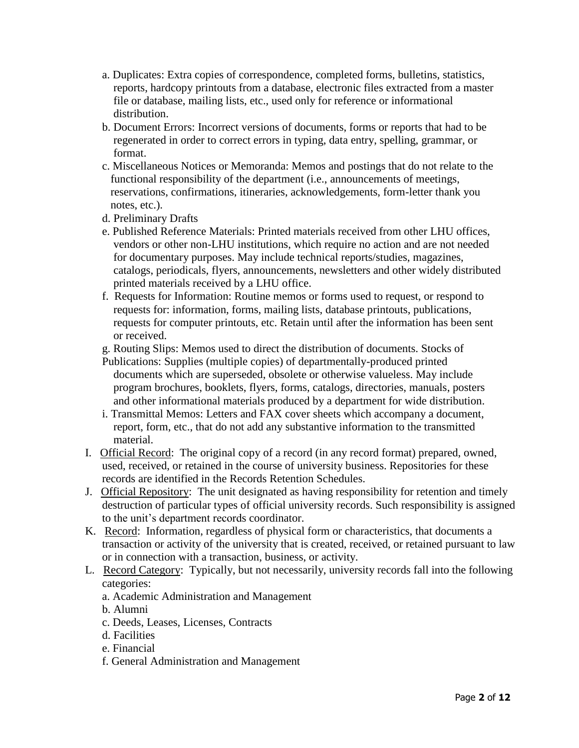a. Duplicates: Extra copies of correspondence, completed forms, bulletins, statistics, reports, hardcopy printouts from a database, electronic files extracted from a master file or database, mailing lists, etc., used only for reference or informational distribution.

b. Document Errors: Incorrect versions of documents, forms or reports that had to be regenerated in order to correct errors in typing, data entry, spelling, grammar, or format.

c. Miscellaneous Notices or Memoranda: Memos and postings that do not relate to the functional responsibility of the department (i.e., announcements of meetings, reservations, confirmations, itineraries, acknowledgements, form-letter thank you notes, etc.).

d. Preliminary Drafts

e. Published Reference Materials: Printed materials received from other LHU offices, vendors or other non-LHU institutions, which require no action and are not needed for documentary purposes. May include technical reports/studies, magazines, catalogs, periodicals, flyers, announcements, newsletters and other widely distributed printed materials received by a LHU office.

f. Requests for Information: Routine memos or forms used to request, or respond to requests for: information, forms, mailing lists, database printouts, publications, requests for computer printouts, etc. Retain until after the information has been sent or received.

g. Routing Slips: Memos used to direct the distribution of documents. Stocks of Publications: Supplies (multiple copies) of departmentally-produced printed documents which are superseded, obsolete or otherwise valueless. May include program brochures, booklets, flyers, forms, catalogs, directories, manuals, posters and other informational materials produced by a department for wide distribution.

i. Transmittal Memos: Letters and FAX cover sheets which accompany a document, report, form, etc., that do not add any substantive information to the transmitted material.

I. <u>Official Record</u>: The original copy of a record (in any record format) prepared, owned, used, received, or retained in the course of university business. Repositories for these records are identified in the Records Retention Schedules.

J. <u>Official Repository</u>: The unit designated as having responsibility for retention and timely destruction of particular types of official university records. Such responsibility is assigned to the unit's department records coordinator.

K. <u>Record</u>: Information, regardless of physical form or characteristics, that documents a transaction or activity of the university that is created, received, or retained pursuant to law or in connection with a transaction, business, or activity.

L. <u>Record Category</u>: Typically, but not necessarily, university records fall into the following categories:

a. Academic Administration and Management

b. Alumni

c. Deeds, Leases, Licenses, Contracts

d. Facilities

e. Financial

f. General Administration and Management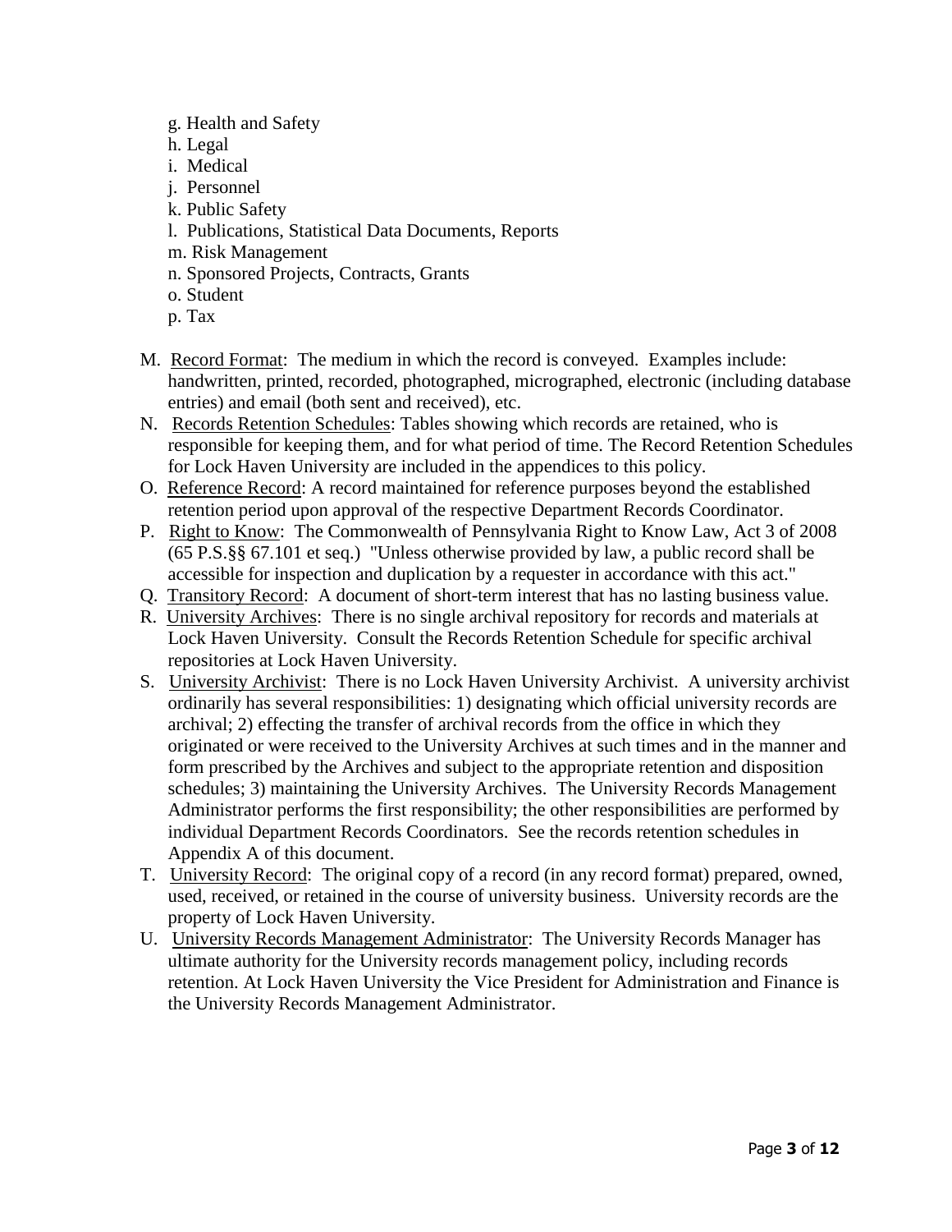g. Health and Safety
   h. Legal
   i. Medical
   j. Personnel
   k. Public Safety
   l. Publications, Statistical Data Documents, Reports
   m. Risk Management
   n. Sponsored Projects, Contracts, Grants
   o. Student
   p. Tax

M. Record Format: The medium in which the record is conveyed. Examples include: handwritten, printed, recorded, photographed, micrographed, electronic (including database entries) and email (both sent and received), etc.

N. Records Retention Schedules: Tables showing which records are retained, who is responsible for keeping them, and for what period of time. The Record Retention Schedules for Lock Haven University are included in the appendices to this policy.

O. Reference Record: A record maintained for reference purposes beyond the established retention period upon approval of the respective Department Records Coordinator.

P. Right to Know: The Commonwealth of Pennsylvania Right to Know Law, Act 3 of 2008 (65 P.S.§§ 67.101 et seq.) "Unless otherwise provided by law, a public record shall be accessible for inspection and duplication by a requester in accordance with this act."

Q. Transitory Record: A document of short-term interest that has no lasting business value.

R. University Archives: There is no single archival repository for records and materials at Lock Haven University. Consult the Records Retention Schedule for specific archival repositories at Lock Haven University.

S. University Archivist: There is no Lock Haven University Archivist. A university archivist ordinarily has several responsibilities: 1) designating which official university records are archival; 2) effecting the transfer of archival records from the office in which they originated or were received to the University Archives at such times and in the manner and form prescribed by the Archives and subject to the appropriate retention and disposition schedules; 3) maintaining the University Archives. The University Records Management Administrator performs the first responsibility; the other responsibilities are performed by individual Department Records Coordinators. See the records retention schedules in Appendix A of this document.

T. University Record: The original copy of a record (in any record format) prepared, owned, used, received, or retained in the course of university business. University records are the property of Lock Haven University.

U. University Records Management Administrator: The University Records Manager has ultimate authority for the University records management policy, including records retention. At Lock Haven University the Vice President for Administration and Finance is the University Records Management Administrator.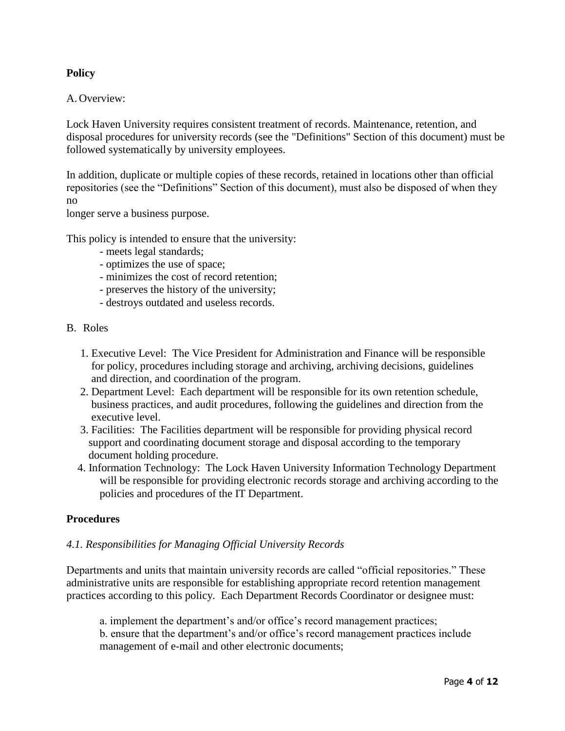**Policy**

A. Overview:

Lock Haven University requires consistent treatment of records. Maintenance, retention, and disposal procedures for university records (see the "Definitions" Section of this document) must be followed systematically by university employees.

In addition, duplicate or multiple copies of these records, retained in locations other than official repositories (see the "Definitions" Section of this document), must also be disposed of when they no longer serve a business purpose.

This policy is intended to ensure that the university:

- meets legal standards;
- optimizes the use of space;
- minimizes the cost of record retention;
- preserves the history of the university;
- destroys outdated and useless records.

B. Roles

1. Executive Level: The Vice President for Administration and Finance will be responsible for policy, procedures including storage and archiving, archiving decisions, guidelines and direction, and coordination of the program.
2. Department Level: Each department will be responsible for its own retention schedule, business practices, and audit procedures, following the guidelines and direction from the executive level.
3. Facilities: The Facilities department will be responsible for providing physical record support and coordinating document storage and disposal according to the temporary document holding procedure.
4. Information Technology: The Lock Haven University Information Technology Department will be responsible for providing electronic records storage and archiving according to the policies and procedures of the IT Department.

**Procedures**

*4.1. Responsibilities for Managing Official University Records*

Departments and units that maintain university records are called "official repositories." These administrative units are responsible for establishing appropriate record retention management practices according to this policy. Each Department Records Coordinator or designee must:

a. implement the department's and/or office's record management practices;
b. ensure that the department's and/or office's record management practices include management of e-mail and other electronic documents;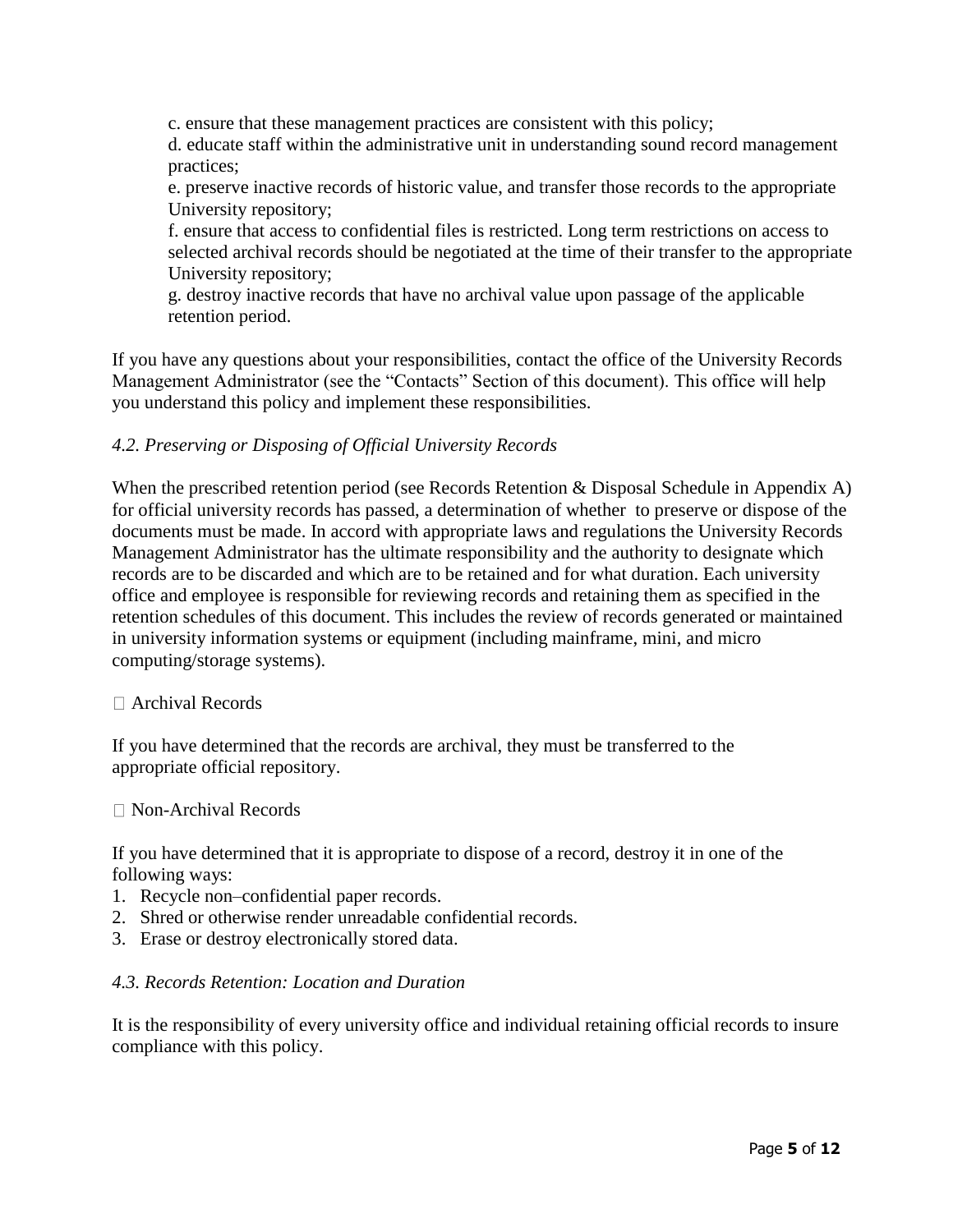c. ensure that these management practices are consistent with this policy;

d. educate staff within the administrative unit in understanding sound record management practices;

e. preserve inactive records of historic value, and transfer those records to the appropriate University repository;

f. ensure that access to confidential files is restricted. Long term restrictions on access to selected archival records should be negotiated at the time of their transfer to the appropriate University repository;

g. destroy inactive records that have no archival value upon passage of the applicable retention period.

If you have any questions about your responsibilities, contact the office of the University Records Management Administrator (see the "Contacts" Section of this document). This office will help you understand this policy and implement these responsibilities.

### *4.2. Preserving or Disposing of Official University Records*

When the prescribed retention period (see Records Retention & Disposal Schedule in Appendix A) for official university records has passed, a determination of whether to preserve or dispose of the documents must be made. In accord with appropriate laws and regulations the University Records Management Administrator has the ultimate responsibility and the authority to designate which records are to be discarded and which are to be retained and for what duration. Each university office and employee is responsible for reviewing records and retaining them as specified in the retention schedules of this document. This includes the review of records generated or maintained in university information systems or equipment (including mainframe, mini, and micro computing/storage systems).

- Archival Records

If you have determined that the records are archival, they must be transferred to the appropriate official repository.

- Non-Archival Records

If you have determined that it is appropriate to dispose of a record, destroy it in one of the following ways:

1. Recycle non–confidential paper records.
2. Shred or otherwise render unreadable confidential records.
3. Erase or destroy electronically stored data.

### *4.3. Records Retention: Location and Duration*

It is the responsibility of every university office and individual retaining official records to insure compliance with this policy.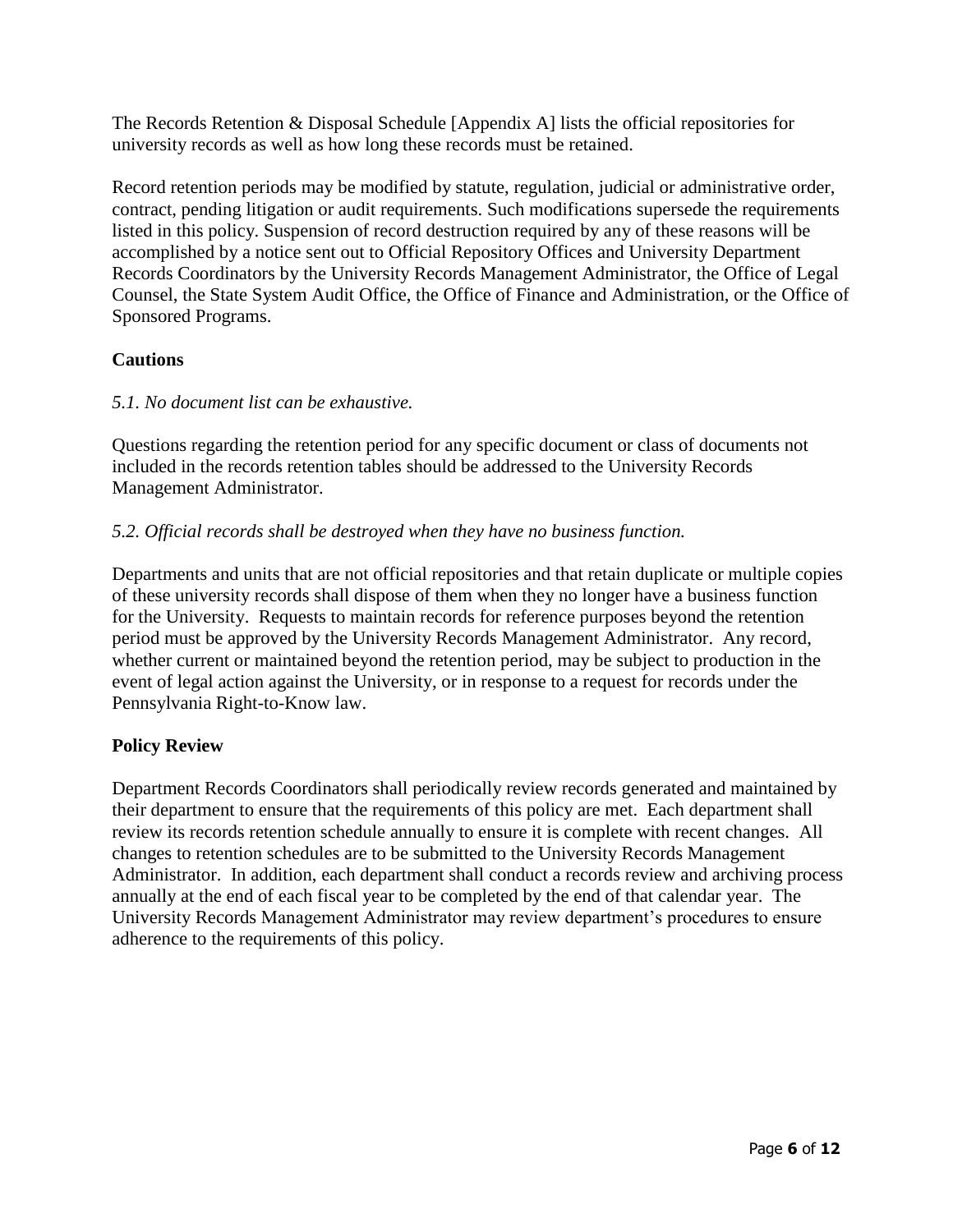The Records Retention & Disposal Schedule [Appendix A] lists the official repositories for university records as well as how long these records must be retained.

Record retention periods may be modified by statute, regulation, judicial or administrative order, contract, pending litigation or audit requirements. Such modifications supersede the requirements listed in this policy. Suspension of record destruction required by any of these reasons will be accomplished by a notice sent out to Official Repository Offices and University Department Records Coordinators by the University Records Management Administrator, the Office of Legal Counsel, the State System Audit Office, the Office of Finance and Administration, or the Office of Sponsored Programs.

## Cautions

*5.1. No document list can be exhaustive.*

Questions regarding the retention period for any specific document or class of documents not included in the records retention tables should be addressed to the University Records Management Administrator.

*5.2. Official records shall be destroyed when they have no business function.*

Departments and units that are not official repositories and that retain duplicate or multiple copies of these university records shall dispose of them when they no longer have a business function for the University. Requests to maintain records for reference purposes beyond the retention period must be approved by the University Records Management Administrator. Any record, whether current or maintained beyond the retention period, may be subject to production in the event of legal action against the University, or in response to a request for records under the Pennsylvania Right-to-Know law.

## Policy Review

Department Records Coordinators shall periodically review records generated and maintained by their department to ensure that the requirements of this policy are met. Each department shall review its records retention schedule annually to ensure it is complete with recent changes. All changes to retention schedules are to be submitted to the University Records Management Administrator. In addition, each department shall conduct a records review and archiving process annually at the end of each fiscal year to be completed by the end of that calendar year. The University Records Management Administrator may review department's procedures to ensure adherence to the requirements of this policy.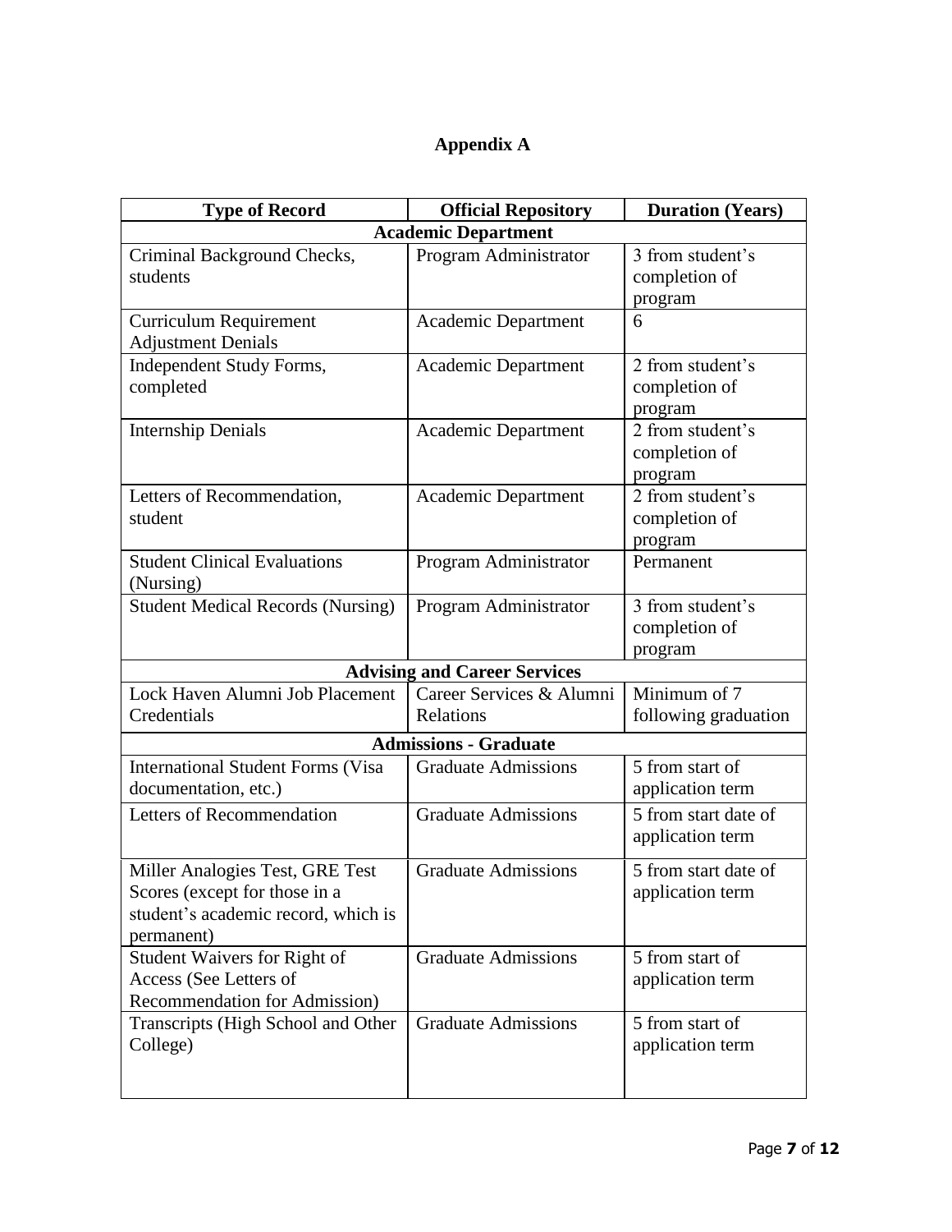# Appendix A

| Type of Record | Official Repository | Duration (Years) |
|---|---|---|
| **Academic Department** | | |
| Criminal Background Checks, students | Program Administrator | 3 from student's completion of program |
| Curriculum Requirement Adjustment Denials | Academic Department | 6 |
| Independent Study Forms, completed | Academic Department | 2 from student's completion of program |
| Internship Denials | Academic Department | 2 from student's completion of program |
| Letters of Recommendation, student | Academic Department | 2 from student's completion of program |
| Student Clinical Evaluations (Nursing) | Program Administrator | Permanent |
| Student Medical Records (Nursing) | Program Administrator | 3 from student's completion of program |
| **Advising and Career Services** | | |
| Lock Haven Alumni Job Placement Credentials | Career Services & Alumni Relations | Minimum of 7 following graduation |
| **Admissions - Graduate** | | |
| International Student Forms (Visa documentation, etc.) | Graduate Admissions | 5 from start of application term |
| Letters of Recommendation | Graduate Admissions | 5 from start date of application term |
| Miller Analogies Test, GRE Test Scores (except for those in a student's academic record, which is permanent) | Graduate Admissions | 5 from start date of application term |
| Student Waivers for Right of Access (See Letters of Recommendation for Admission) | Graduate Admissions | 5 from start of application term |
| Transcripts (High School and Other College) | Graduate Admissions | 5 from start of application term |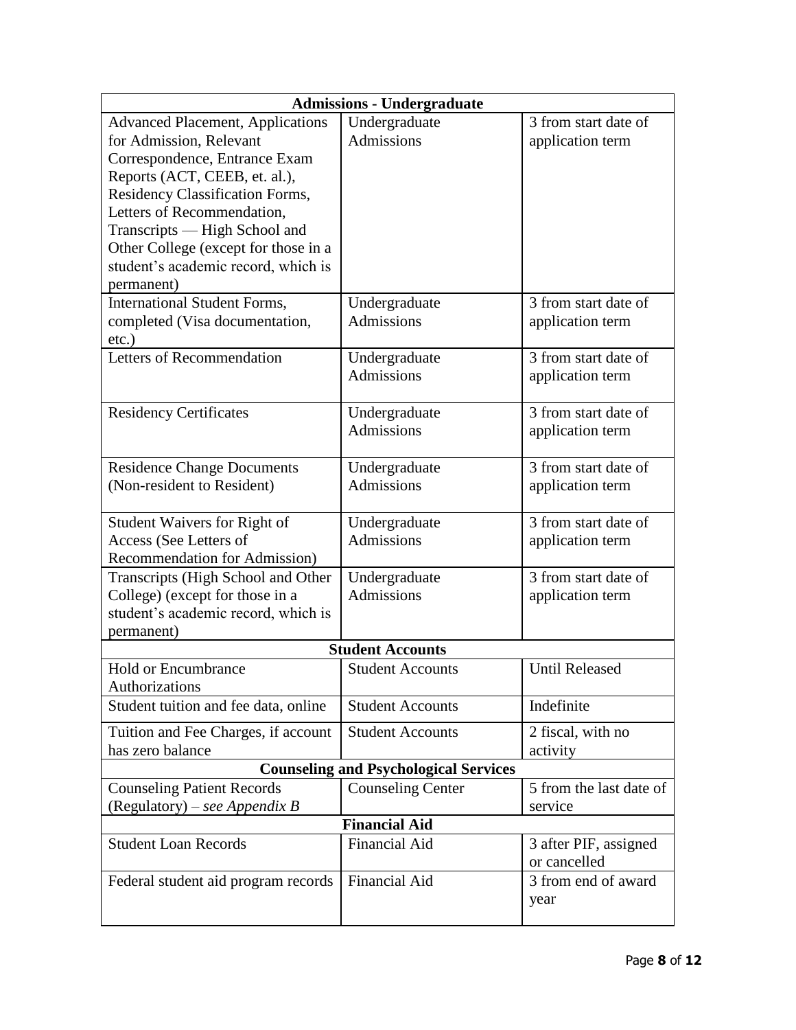| Admissions - Undergraduate | | |
|---|---|---|
| Advanced Placement, Applications for Admission, Relevant Correspondence, Entrance Exam Reports (ACT, CEEB, et. al.), Residency Classification Forms, Letters of Recommendation, Transcripts — High School and Other College (except for those in a student's academic record, which is permanent) | Undergraduate Admissions | 3 from start date of application term |
| International Student Forms, completed (Visa documentation, etc.) | Undergraduate Admissions | 3 from start date of application term |
| Letters of Recommendation | Undergraduate Admissions | 3 from start date of application term |
| Residency Certificates | Undergraduate Admissions | 3 from start date of application term |
| Residence Change Documents (Non-resident to Resident) | Undergraduate Admissions | 3 from start date of application term |
| Student Waivers for Right of Access (See Letters of Recommendation for Admission) | Undergraduate Admissions | 3 from start date of application term |
| Transcripts (High School and Other College) (except for those in a student's academic record, which is permanent) | Undergraduate Admissions | 3 from start date of application term |
| **Student Accounts** | | |
| Hold or Encumbrance Authorizations | Student Accounts | Until Released |
| Student tuition and fee data, online | Student Accounts | Indefinite |
| Tuition and Fee Charges, if account has zero balance | Student Accounts | 2 fiscal, with no activity |
| **Counseling and Psychological Services** | | |
| Counseling Patient Records (Regulatory) – *see Appendix B* | Counseling Center | 5 from the last date of service |
| **Financial Aid** | | |
| Student Loan Records | Financial Aid | 3 after PIF, assigned or cancelled |
| Federal student aid program records | Financial Aid | 3 from end of award year |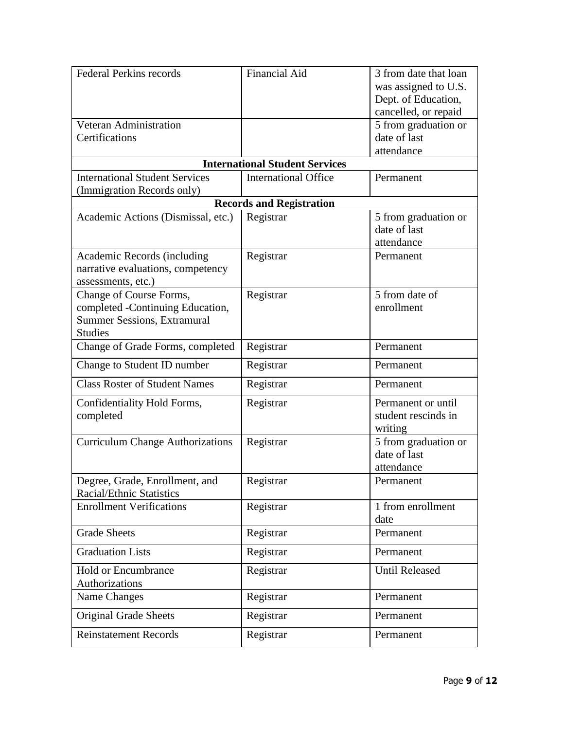| Federal Perkins records | Financial Aid | 3 from date that loan was assigned to U.S. Dept. of Education, cancelled, or repaid |
|---|---|---|
| Veteran Administration Certifications | | 5 from graduation or date of last attendance |
| **International Student Services** | | |
| International Student Services (Immigration Records only) | International Office | Permanent |
| **Records and Registration** | | |
| Academic Actions (Dismissal, etc.) | Registrar | 5 from graduation or date of last attendance |
| Academic Records (including narrative evaluations, competency assessments, etc.) | Registrar | Permanent |
| Change of Course Forms, completed -Continuing Education, Summer Sessions, Extramural Studies | Registrar | 5 from date of enrollment |
| Change of Grade Forms, completed | Registrar | Permanent |
| Change to Student ID number | Registrar | Permanent |
| Class Roster of Student Names | Registrar | Permanent |
| Confidentiality Hold Forms, completed | Registrar | Permanent or until student rescinds in writing |
| Curriculum Change Authorizations | Registrar | 5 from graduation or date of last attendance |
| Degree, Grade, Enrollment, and Racial/Ethnic Statistics | Registrar | Permanent |
| Enrollment Verifications | Registrar | 1 from enrollment date |
| Grade Sheets | Registrar | Permanent |
| Graduation Lists | Registrar | Permanent |
| Hold or Encumbrance Authorizations | Registrar | Until Released |
| Name Changes | Registrar | Permanent |
| Original Grade Sheets | Registrar | Permanent |
| Reinstatement Records | Registrar | Permanent |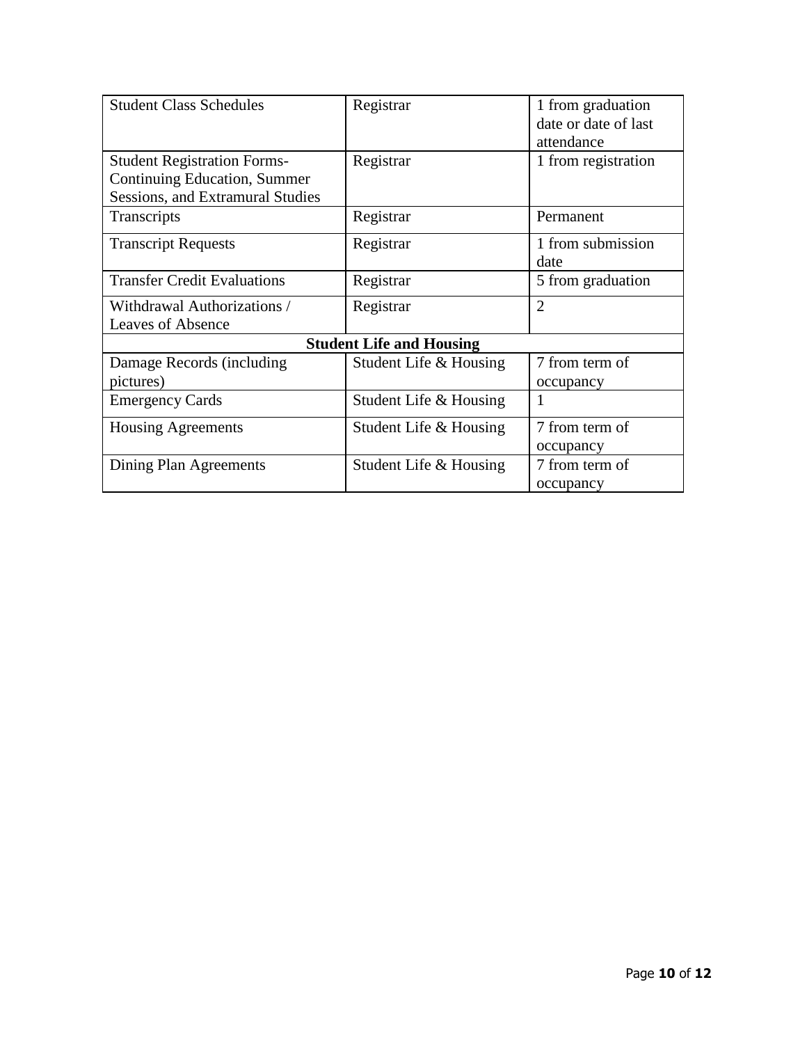| Student Class Schedules | Registrar | 1 from graduation date or date of last attendance |
|---|---|---|
| Student Registration Forms- Continuing Education, Summer Sessions, and Extramural Studies | Registrar | 1 from registration |
| Transcripts | Registrar | Permanent |
| Transcript Requests | Registrar | 1 from submission date |
| Transfer Credit Evaluations | Registrar | 5 from graduation |
| Withdrawal Authorizations / Leaves of Absence | Registrar | 2 |
| **Student Life and Housing** | | |
| Damage Records (including pictures) | Student Life & Housing | 7 from term of occupancy |
| Emergency Cards | Student Life & Housing | 1 |
| Housing Agreements | Student Life & Housing | 7 from term of occupancy |
| Dining Plan Agreements | Student Life & Housing | 7 from term of occupancy |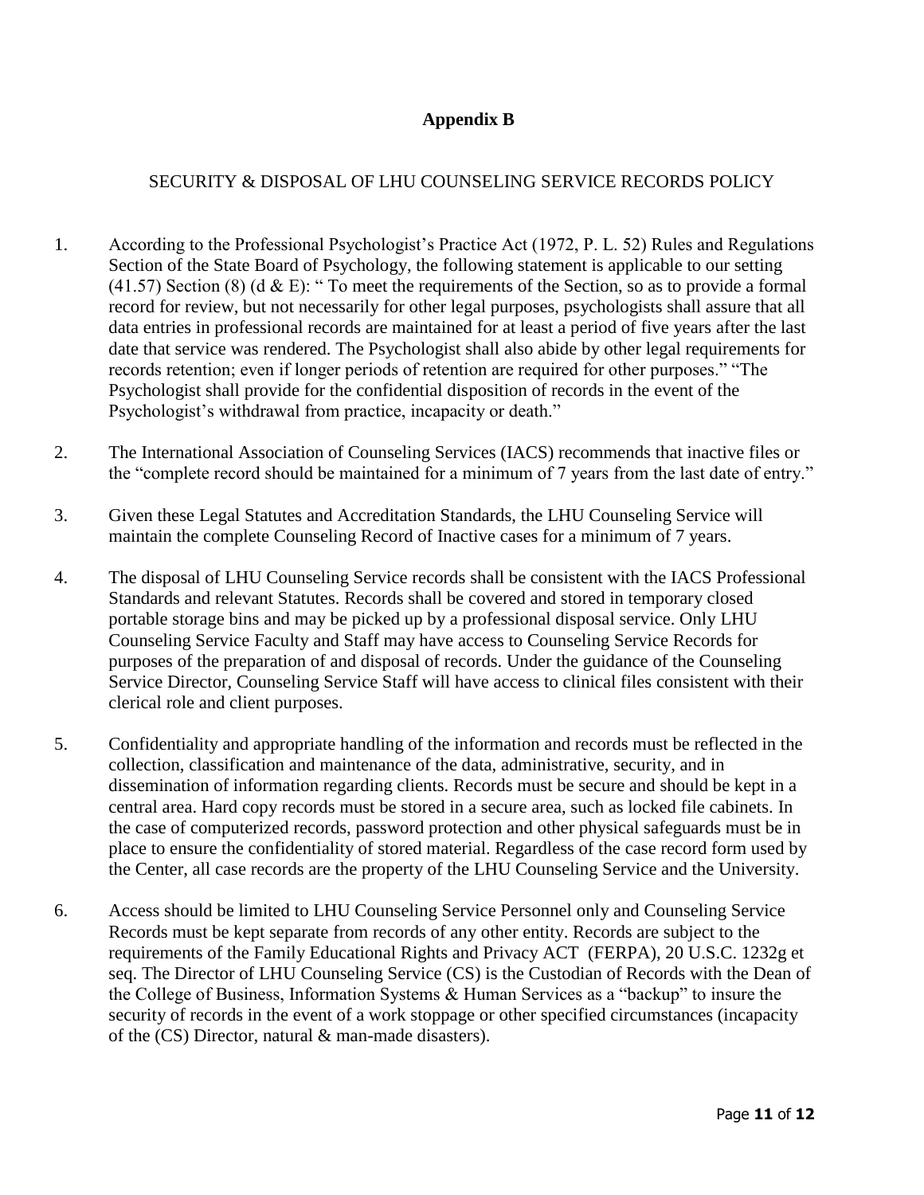# Appendix B

## SECURITY & DISPOSAL OF LHU COUNSELING SERVICE RECORDS POLICY

1. According to the Professional Psychologist's Practice Act (1972, P. L. 52) Rules and Regulations Section of the State Board of Psychology, the following statement is applicable to our setting (41.57) Section (8) (d & E): " To meet the requirements of the Section, so as to provide a formal record for review, but not necessarily for other legal purposes, psychologists shall assure that all data entries in professional records are maintained for at least a period of five years after the last date that service was rendered. The Psychologist shall also abide by other legal requirements for records retention; even if longer periods of retention are required for other purposes." "The Psychologist shall provide for the confidential disposition of records in the event of the Psychologist's withdrawal from practice, incapacity or death."

2. The International Association of Counseling Services (IACS) recommends that inactive files or the "complete record should be maintained for a minimum of 7 years from the last date of entry."

3. Given these Legal Statutes and Accreditation Standards, the LHU Counseling Service will maintain the complete Counseling Record of Inactive cases for a minimum of 7 years.

4. The disposal of LHU Counseling Service records shall be consistent with the IACS Professional Standards and relevant Statutes. Records shall be covered and stored in temporary closed portable storage bins and may be picked up by a professional disposal service. Only LHU Counseling Service Faculty and Staff may have access to Counseling Service Records for purposes of the preparation of and disposal of records. Under the guidance of the Counseling Service Director, Counseling Service Staff will have access to clinical files consistent with their clerical role and client purposes.

5. Confidentiality and appropriate handling of the information and records must be reflected in the collection, classification and maintenance of the data, administrative, security, and in dissemination of information regarding clients. Records must be secure and should be kept in a central area. Hard copy records must be stored in a secure area, such as locked file cabinets. In the case of computerized records, password protection and other physical safeguards must be in place to ensure the confidentiality of stored material. Regardless of the case record form used by the Center, all case records are the property of the LHU Counseling Service and the University.

6. Access should be limited to LHU Counseling Service Personnel only and Counseling Service Records must be kept separate from records of any other entity. Records are subject to the requirements of the Family Educational Rights and Privacy ACT (FERPA), 20 U.S.C. 1232g et seq. The Director of LHU Counseling Service (CS) is the Custodian of Records with the Dean of the College of Business, Information Systems & Human Services as a "backup" to insure the security of records in the event of a work stoppage or other specified circumstances (incapacity of the (CS) Director, natural & man-made disasters).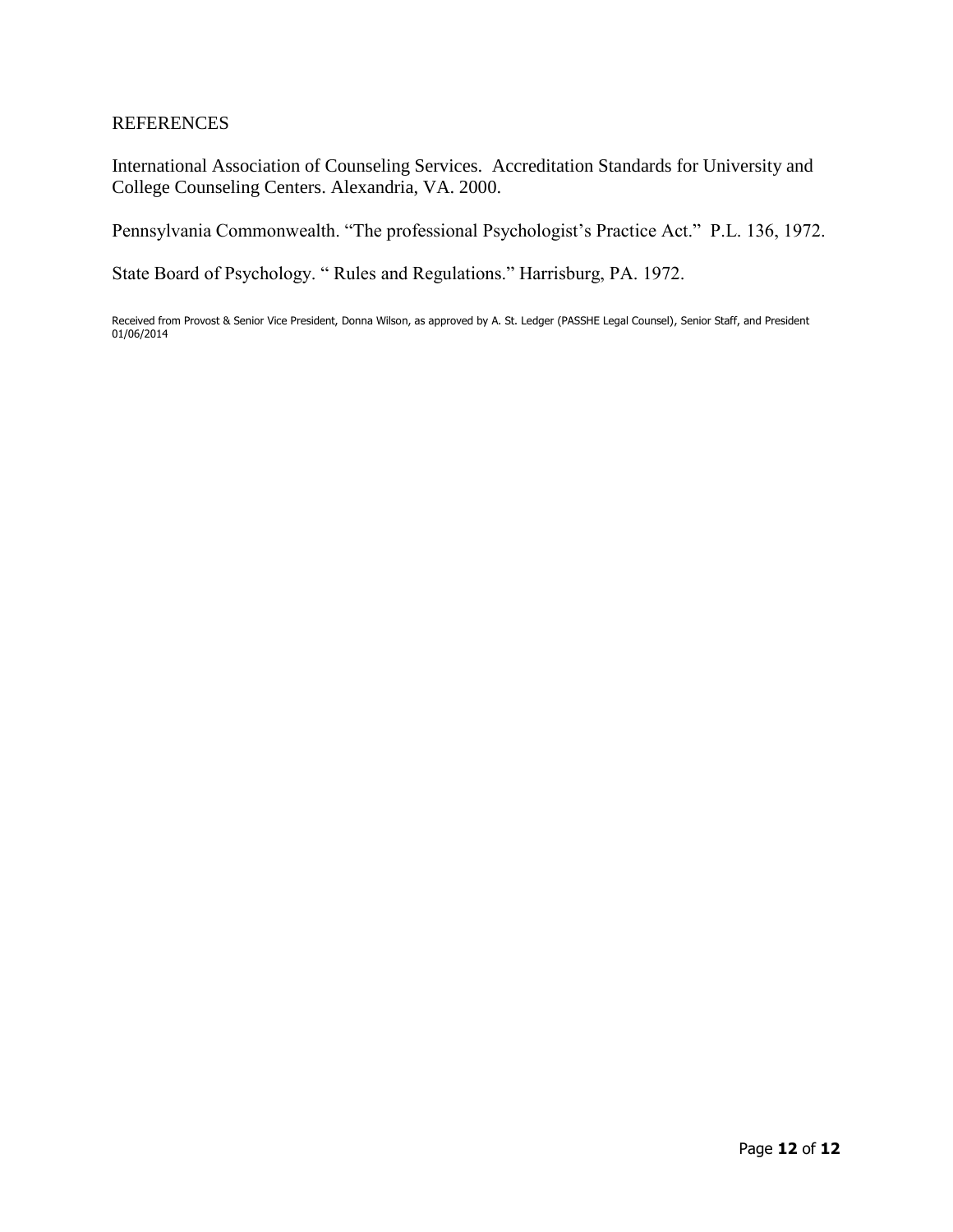## REFERENCES

International Association of Counseling Services. Accreditation Standards for University and College Counseling Centers. Alexandria, VA. 2000.

Pennsylvania Commonwealth. "The professional Psychologist's Practice Act." P.L. 136, 1972.

State Board of Psychology. " Rules and Regulations." Harrisburg, PA. 1972.

Received from Provost & Senior Vice President, Donna Wilson, as approved by A. St. Ledger (PASSHE Legal Counsel), Senior Staff, and President 01/06/2014